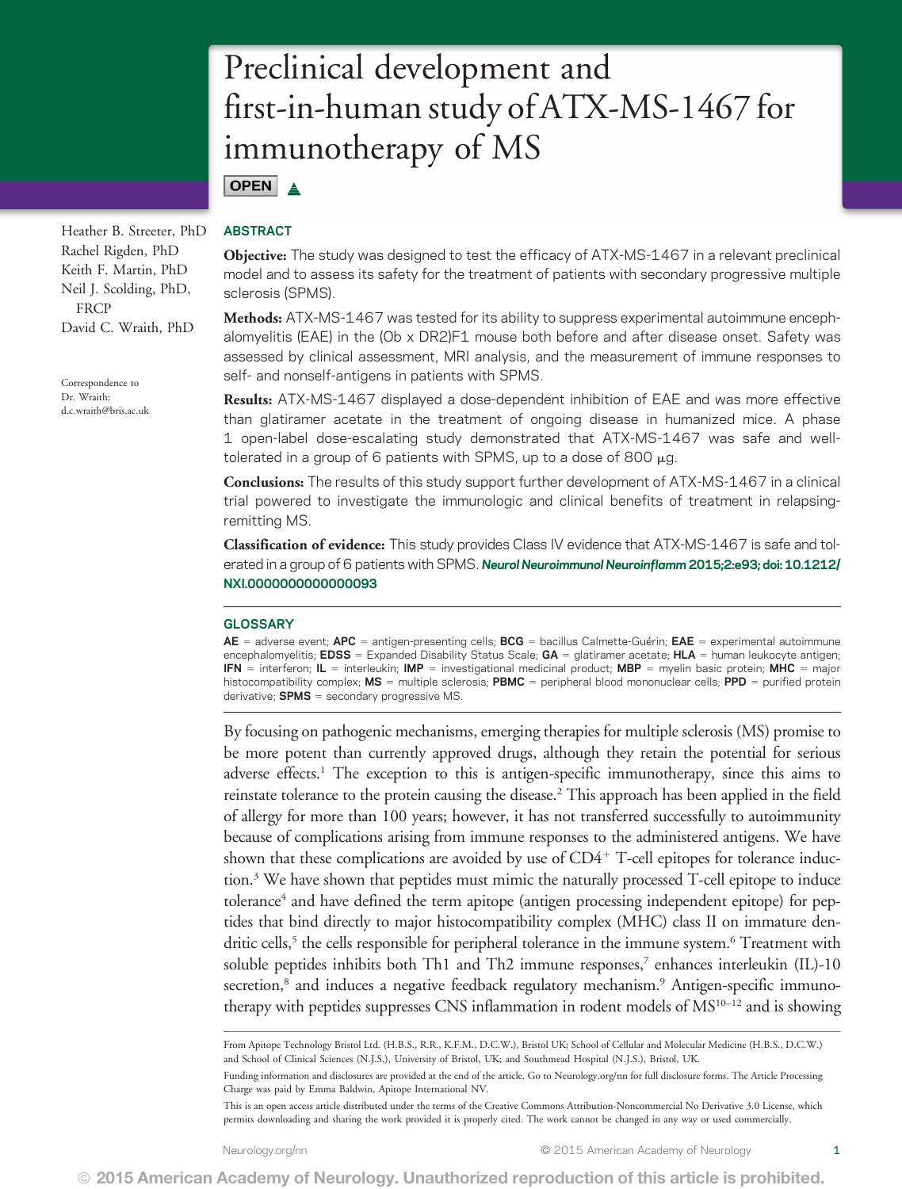# Preclinical development and first-in-human study of ATX-MS-1467 for immunotherapy of MS

OPEN

Heather B. Streeter, PhD
Rachel Rigden, PhD
Keith F. Martin, PhD
Neil J. Scolding, PhD, FRCP
David C. Wraith, PhD

Correspondence to Dr. Wraith: d.c.wraith@bris.ac.uk

## ABSTRACT

**Objective:** The study was designed to test the efficacy of ATX-MS-1467 in a relevant preclinical model and to assess its safety for the treatment of patients with secondary progressive multiple sclerosis (SPMS).

**Methods:** ATX-MS-1467 was tested for its ability to suppress experimental autoimmune encephalomyelitis (EAE) in the (Ob x DR2)F1 mouse both before and after disease onset. Safety was assessed by clinical assessment, MRI analysis, and the measurement of immune responses to self- and nonself-antigens in patients with SPMS.

**Results:** ATX-MS-1467 displayed a dose-dependent inhibition of EAE and was more effective than glatiramer acetate in the treatment of ongoing disease in humanized mice. A phase 1 open-label dose-escalating study demonstrated that ATX-MS-1467 was safe and well-tolerated in a group of 6 patients with SPMS, up to a dose of 800 μg.

**Conclusions:** The results of this study support further development of ATX-MS-1467 in a clinical trial powered to investigate the immunologic and clinical benefits of treatment in relapsing-remitting MS.

**Classification of evidence:** This study provides Class IV evidence that ATX-MS-1467 is safe and tolerated in a group of 6 patients with SPMS. *Neurol Neuroimmunol Neuroinflamm* **2015;2:e93; doi: 10.1212/NXI.0000000000000093**

## GLOSSARY

**AE** = adverse event; **APC** = antigen-presenting cells; **BCG** = bacillus Calmette-Guérin; **EAE** = experimental autoimmune encephalomyelitis; **EDSS** = Expanded Disability Status Scale; **GA** = glatiramer acetate; **HLA** = human leukocyte antigen; **IFN** = interferon; **IL** = interleukin; **IMP** = investigational medicinal product; **MBP** = myelin basic protein; **MHC** = major histocompatibility complex; **MS** = multiple sclerosis; **PBMC** = peripheral blood mononuclear cells; **PPD** = purified protein derivative; **SPMS** = secondary progressive MS.

By focusing on pathogenic mechanisms, emerging therapies for multiple sclerosis (MS) promise to be more potent than currently approved drugs, although they retain the potential for serious adverse effects.[1] The exception to this is antigen-specific immunotherapy, since this aims to reinstate tolerance to the protein causing the disease.[2] This approach has been applied in the field of allergy for more than 100 years; however, it has not transferred successfully to autoimmunity because of complications arising from immune responses to the administered antigens. We have shown that these complications are avoided by use of CD4$^{+}$ T-cell epitopes for tolerance induction.[3] We have shown that peptides must mimic the naturally processed T-cell epitope to induce tolerance[4] and have defined the term apitope (antigen processing independent epitope) for peptides that bind directly to major histocompatibility complex (MHC) class II on immature dendritic cells,[5] the cells responsible for peripheral tolerance in the immune system.[6] Treatment with soluble peptides inhibits both Th1 and Th2 immune responses,[7] enhances interleukin (IL)-10 secretion,[8] and induces a negative feedback regulatory mechanism.[9] Antigen-specific immunotherapy with peptides suppresses CNS inflammation in rodent models of MS[10–12] and is showing

From Apitope Technology Bristol Ltd. (H.B.S., R.R., K.F.M., D.C.W.), Bristol UK; School of Cellular and Molecular Medicine (H.B.S., D.C.W.) and School of Clinical Sciences (N.J.S.), University of Bristol, UK; and Southmead Hospital (N.J.S.), Bristol, UK.

Funding information and disclosures are provided at the end of the article. Go to Neurology.org/nn for full disclosure forms. The Article Processing Charge was paid by Emma Baldwin, Apitope International NV.

This is an open access article distributed under the terms of the Creative Commons Attribution-Noncommercial No Derivative 3.0 License, which permits downloading and sharing the work provided it is properly cited. The work cannot be changed in any way or used commercially.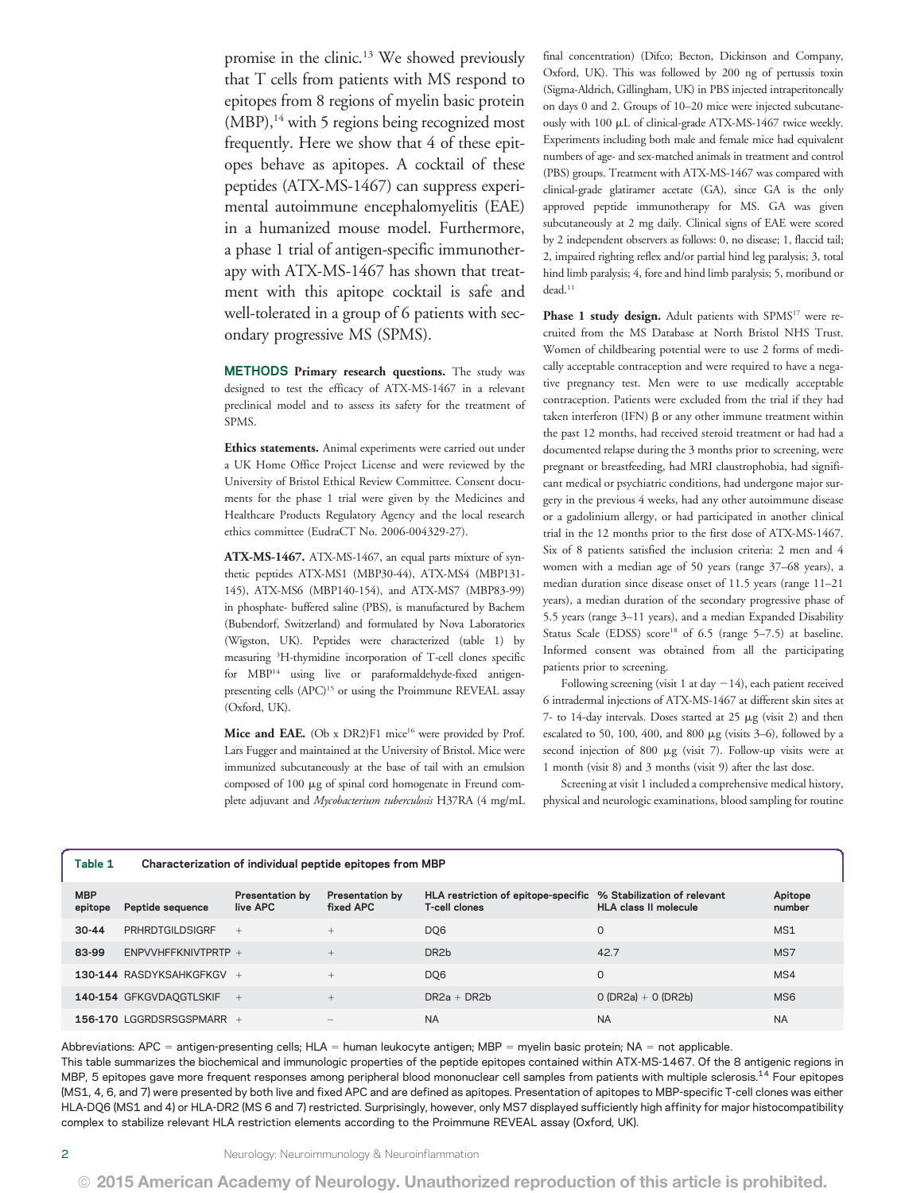promise in the clinic.[13] We showed previously that T cells from patients with MS respond to epitopes from 8 regions of myelin basic protein (MBP),[14] with 5 regions being recognized most frequently. Here we show that 4 of these epitopes behave as apitopes. A cocktail of these peptides (ATX-MS-1467) can suppress experimental autoimmune encephalomyelitis (EAE) in a humanized mouse model. Furthermore, a phase 1 trial of antigen-specific immunotherapy with ATX-MS-1467 has shown that treatment with this apitope cocktail is safe and well-tolerated in a group of 6 patients with secondary progressive MS (SPMS).

## METHODS

**Primary research questions.** The study was designed to test the efficacy of ATX-MS-1467 in a relevant preclinical model and to assess its safety for the treatment of SPMS.

**Ethics statements.** Animal experiments were carried out under a UK Home Office Project License and were reviewed by the University of Bristol Ethical Review Committee. Consent documents for the phase 1 trial were given by the Medicines and Healthcare Products Regulatory Agency and the local research ethics committee (EudraCT No. 2006-004329-27).

**ATX-MS-1467.** ATX-MS-1467, an equal parts mixture of synthetic peptides ATX-MS1 (MBP30-44), ATX-MS4 (MBP131-145), ATX-MS6 (MBP140-154), and ATX-MS7 (MBP83-99) in phosphate- buffered saline (PBS), is manufactured by Bachem (Bubendorf, Switzerland) and formulated by Nova Laboratories (Wigston, UK). Peptides were characterized (table 1) by measuring $^{3}$H-thymidine incorporation of T-cell clones specific for MBP[14] using live or paraformaldehyde-fixed antigen-presenting cells (APC)[15] or using the Proimmune REVEAL assay (Oxford, UK).

**Mice and EAE.** (Ob x DR2)F1 mice[16] were provided by Prof. Lars Fugger and maintained at the University of Bristol. Mice were immunized subcutaneously at the base of tail with an emulsion composed of 100 μg of spinal cord homogenate in Freund complete adjuvant and *Mycobacterium tuberculosis* H37RA (4 mg/mL final concentration) (Difco; Becton, Dickinson and Company, Oxford, UK). This was followed by 200 ng of pertussis toxin (Sigma-Aldrich, Gillingham, UK) in PBS injected intraperitoneally on days 0 and 2. Groups of 10–20 mice were injected subcutaneously with 100 μL of clinical-grade ATX-MS-1467 twice weekly. Experiments including both male and female mice had equivalent numbers of age- and sex-matched animals in treatment and control (PBS) groups. Treatment with ATX-MS-1467 was compared with clinical-grade glatiramer acetate (GA), since GA is the only approved peptide immunotherapy for MS. GA was given subcutaneously at 2 mg daily. Clinical signs of EAE were scored by 2 independent observers as follows: 0, no disease; 1, flaccid tail; 2, impaired righting reflex and/or partial hind leg paralysis; 3, total hind limb paralysis; 4, fore and hind limb paralysis; 5, moribund or dead.[11]

**Phase 1 study design.** Adult patients with SPMS[17] were recruited from the MS Database at North Bristol NHS Trust. Women of childbearing potential were to use 2 forms of medically acceptable contraception and were required to have a negative pregnancy test. Men were to use medically acceptable contraception. Patients were excluded from the trial if they had taken interferon (IFN) β or any other immune treatment within the past 12 months, had received steroid treatment or had had a documented relapse during the 3 months prior to screening, were pregnant or breastfeeding, had MRI claustrophobia, had significant medical or psychiatric conditions, had undergone major surgery in the previous 4 weeks, had any other autoimmune disease or a gadolinium allergy, or had participated in another clinical trial in the 12 months prior to the first dose of ATX-MS-1467. Six of 8 patients satisfied the inclusion criteria: 2 men and 4 women with a median age of 50 years (range 37–68 years), a median duration since disease onset of 11.5 years (range 11–21 years), a median duration of the secondary progressive phase of 5.5 years (range 3–11 years), and a median Expanded Disability Status Scale (EDSS) score[18] of 6.5 (range 5–7.5) at baseline. Informed consent was obtained from all the participating patients prior to screening.

Following screening (visit 1 at day −14), each patient received 6 intradermal injections of ATX-MS-1467 at different skin sites at 7- to 14-day intervals. Doses started at 25 μg (visit 2) and then escalated to 50, 100, 400, and 800 μg (visits 3–6), followed by a second injection of 800 μg (visit 7). Follow-up visits were at 1 month (visit 8) and 3 months (visit 9) after the last dose.

Screening at visit 1 included a comprehensive medical history, physical and neurologic examinations, blood sampling for routine

**Table 1** Characterization of individual peptide epitopes from MBP

| MBP epitope | Peptide sequence | Presentation by live APC | Presentation by fixed APC | HLA restriction of epitope-specific T-cell clones | % Stabilization of relevant HLA class II molecule | Apitope number |
|---|---|---|---|---|---|---|
| 30-44 | PRHRDTGILDSIGRF | + | + | DQ6 | 0 | MS1 |
| 83-99 | ENPVVHFFKNIVTPRTP | + | + | DR2b | 42.7 | MS7 |
| 130-144 | RASDYKSAHKGFKGV | + | + | DQ6 | 0 | MS4 |
| 140-154 | GFKGVDAQGTLSKIF | + | + | DR2a + DR2b | 0 (DR2a) + 0 (DR2b) | MS6 |
| 156-170 | LGGRDSRSGSPMARR | + | − | NA | NA | NA |

Abbreviations: APC = antigen-presenting cells; HLA = human leukocyte antigen; MBP = myelin basic protein; NA = not applicable.
This table summarizes the biochemical and immunologic properties of the peptide epitopes contained within ATX-MS-1467. Of the 8 antigenic regions in MBP, 5 epitopes gave more frequent responses among peripheral blood mononuclear cell samples from patients with multiple sclerosis.[14] Four epitopes (MS1, 4, 6, and 7) were presented by both live and fixed APC and are defined as apitopes. Presentation of apitopes to MBP-specific T-cell clones was either HLA-DQ6 (MS1 and 4) or HLA-DR2 (MS 6 and 7) restricted. Surprisingly, however, only MS7 displayed sufficiently high affinity for major histocompatibility complex to stabilize relevant HLA restriction elements according to the Proimmune REVEAL assay (Oxford, UK).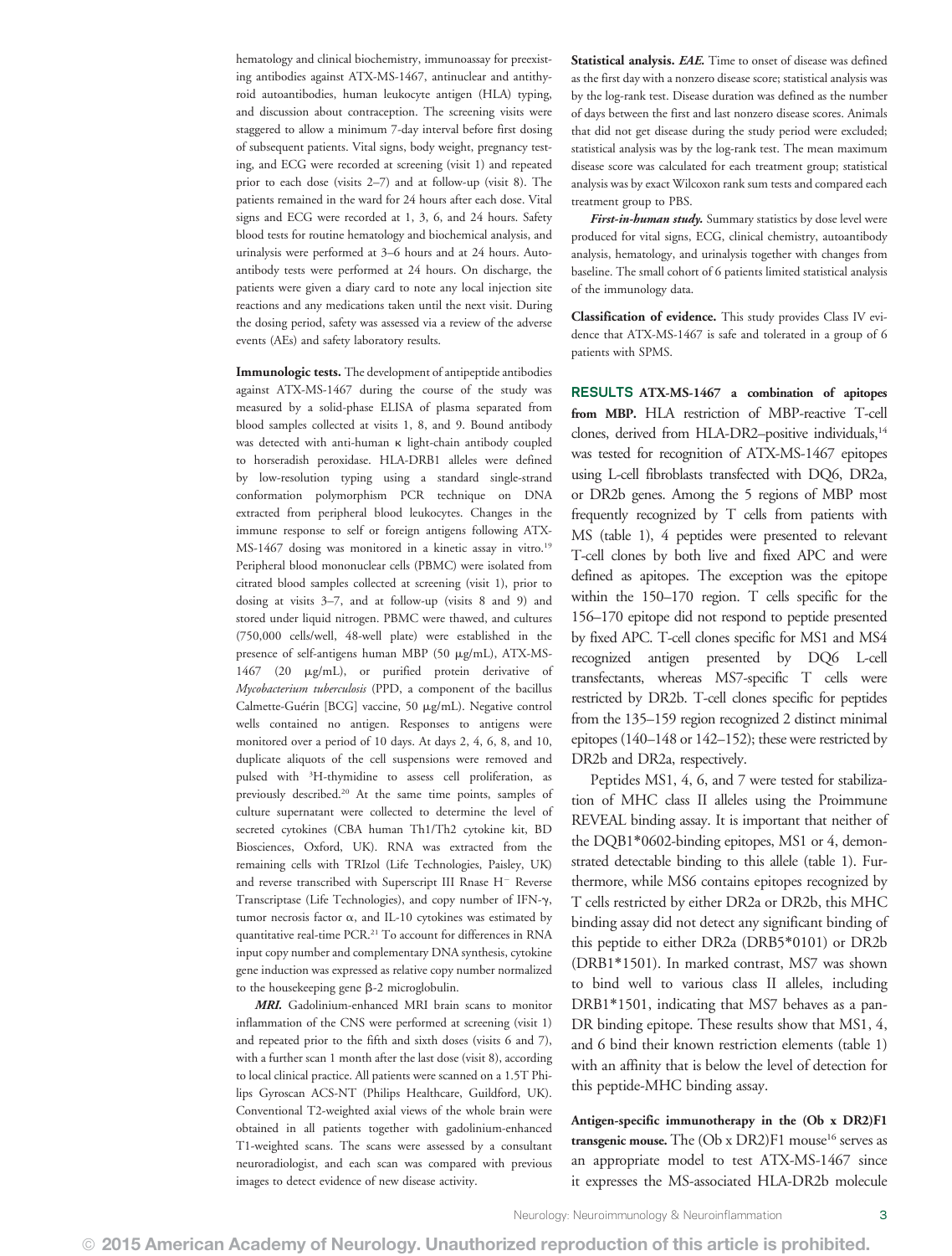hematology and clinical biochemistry, immunoassay for preexisting antibodies against ATX-MS-1467, antinuclear and antithyroid autoantibodies, human leukocyte antigen (HLA) typing, and discussion about contraception. The screening visits were staggered to allow a minimum 7-day interval before first dosing of subsequent patients. Vital signs, body weight, pregnancy testing, and ECG were recorded at screening (visit 1) and repeated prior to each dose (visits 2–7) and at follow-up (visit 8). The patients remained in the ward for 24 hours after each dose. Vital signs and ECG were recorded at 1, 3, 6, and 24 hours. Safety blood tests for routine hematology and biochemical analysis, and urinalysis were performed at 3–6 hours and at 24 hours. Autoantibody tests were performed at 24 hours. On discharge, the patients were given a diary card to note any local injection site reactions and any medications taken until the next visit. During the dosing period, safety was assessed via a review of the adverse events (AEs) and safety laboratory results.

**Immunologic tests.** The development of antipeptide antibodies against ATX-MS-1467 during the course of the study was measured by a solid-phase ELISA of plasma separated from blood samples collected at visits 1, 8, and 9. Bound antibody was detected with anti-human κ light-chain antibody coupled to horseradish peroxidase. HLA-DRB1 alleles were defined by low-resolution typing using a standard single-strand conformation polymorphism PCR technique on DNA extracted from peripheral blood leukocytes. Changes in the immune response to self or foreign antigens following ATX-MS-1467 dosing was monitored in a kinetic assay in vitro.[19] Peripheral blood mononuclear cells (PBMC) were isolated from citrated blood samples collected at screening (visit 1), prior to dosing at visits 3–7, and at follow-up (visits 8 and 9) and stored under liquid nitrogen. PBMC were thawed, and cultures (750,000 cells/well, 48-well plate) were established in the presence of self-antigens human MBP (50 μg/mL), ATX-MS-1467 (20 μg/mL), or purified protein derivative of *Mycobacterium tuberculosis* (PPD, a component of the bacillus Calmette-Guérin [BCG] vaccine, 50 μg/mL). Negative control wells contained no antigen. Responses to antigens were monitored over a period of 10 days. At days 2, 4, 6, 8, and 10, duplicate aliquots of the cell suspensions were removed and pulsed with $^3$H-thymidine to assess cell proliferation, as previously described.[20] At the same time points, samples of culture supernatant were collected to determine the level of secreted cytokines (CBA human Th1/Th2 cytokine kit, BD Biosciences, Oxford, UK). RNA was extracted from the remaining cells with TRIzol (Life Technologies, Paisley, UK) and reverse transcribed with Superscript III Rnase H$^-$ Reverse Transcriptase (Life Technologies), and copy number of IFN-γ, tumor necrosis factor α, and IL-10 cytokines was estimated by quantitative real-time PCR.[21] To account for differences in RNA input copy number and complementary DNA synthesis, cytokine gene induction was expressed as relative copy number normalized to the housekeeping gene β-2 microglobulin.

***MRI.*** Gadolinium-enhanced MRI brain scans to monitor inflammation of the CNS were performed at screening (visit 1) and repeated prior to the fifth and sixth doses (visits 6 and 7), with a further scan 1 month after the last dose (visit 8), according to local clinical practice. All patients were scanned on a 1.5T Philips Gyroscan ACS-NT (Philips Healthcare, Guildford, UK). Conventional T2-weighted axial views of the whole brain were obtained in all patients together with gadolinium-enhanced T1-weighted scans. The scans were assessed by a consultant neuroradiologist, and each scan was compared with previous images to detect evidence of new disease activity.

**Statistical analysis.** ***EAE.*** Time to onset of disease was defined as the first day with a nonzero disease score; statistical analysis was by the log-rank test. Disease duration was defined as the number of days between the first and last nonzero disease scores. Animals that did not get disease during the study period were excluded; statistical analysis was by the log-rank test. The mean maximum disease score was calculated for each treatment group; statistical analysis was by exact Wilcoxon rank sum tests and compared each treatment group to PBS.

***First-in-human study.*** Summary statistics by dose level were produced for vital signs, ECG, clinical chemistry, autoantibody analysis, hematology, and urinalysis together with changes from baseline. The small cohort of 6 patients limited statistical analysis of the immunology data.

**Classification of evidence.** This study provides Class IV evidence that ATX-MS-1467 is safe and tolerated in a group of 6 patients with SPMS.

## RESULTS

**ATX-MS-1467 a combination of apitopes from MBP.** HLA restriction of MBP-reactive T-cell clones, derived from HLA-DR2–positive individuals,[14] was tested for recognition of ATX-MS-1467 epitopes using L-cell fibroblasts transfected with DQ6, DR2a, or DR2b genes. Among the 5 regions of MBP most frequently recognized by T cells from patients with MS (table 1), 4 peptides were presented to relevant T-cell clones by both live and fixed APC and were defined as apitopes. The exception was the epitope within the 150–170 region. T cells specific for the 156–170 epitope did not respond to peptide presented by fixed APC. T-cell clones specific for MS1 and MS4 recognized antigen presented by DQ6 L-cell transfectants, whereas MS7-specific T cells were restricted by DR2b. T-cell clones specific for peptides from the 135–159 region recognized 2 distinct minimal epitopes (140–148 or 142–152); these were restricted by DR2b and DR2a, respectively.

Peptides MS1, 4, 6, and 7 were tested for stabilization of MHC class II alleles using the Proimmune REVEAL binding assay. It is important that neither of the DQB1*0602-binding epitopes, MS1 or 4, demonstrated detectable binding to this allele (table 1). Furthermore, while MS6 contains epitopes recognized by T cells restricted by either DR2a or DR2b, this MHC binding assay did not detect any significant binding of this peptide to either DR2a (DRB5*0101) or DR2b (DRB1*1501). In marked contrast, MS7 was shown to bind well to various class II alleles, including DRB1*1501, indicating that MS7 behaves as a pan-DR binding epitope. These results show that MS1, 4, and 6 bind their known restriction elements (table 1) with an affinity that is below the level of detection for this peptide-MHC binding assay.

**Antigen-specific immunotherapy in the (Ob x DR2)F1 transgenic mouse.** The (Ob x DR2)F1 mouse[16] serves as an appropriate model to test ATX-MS-1467 since it expresses the MS-associated HLA-DR2b molecule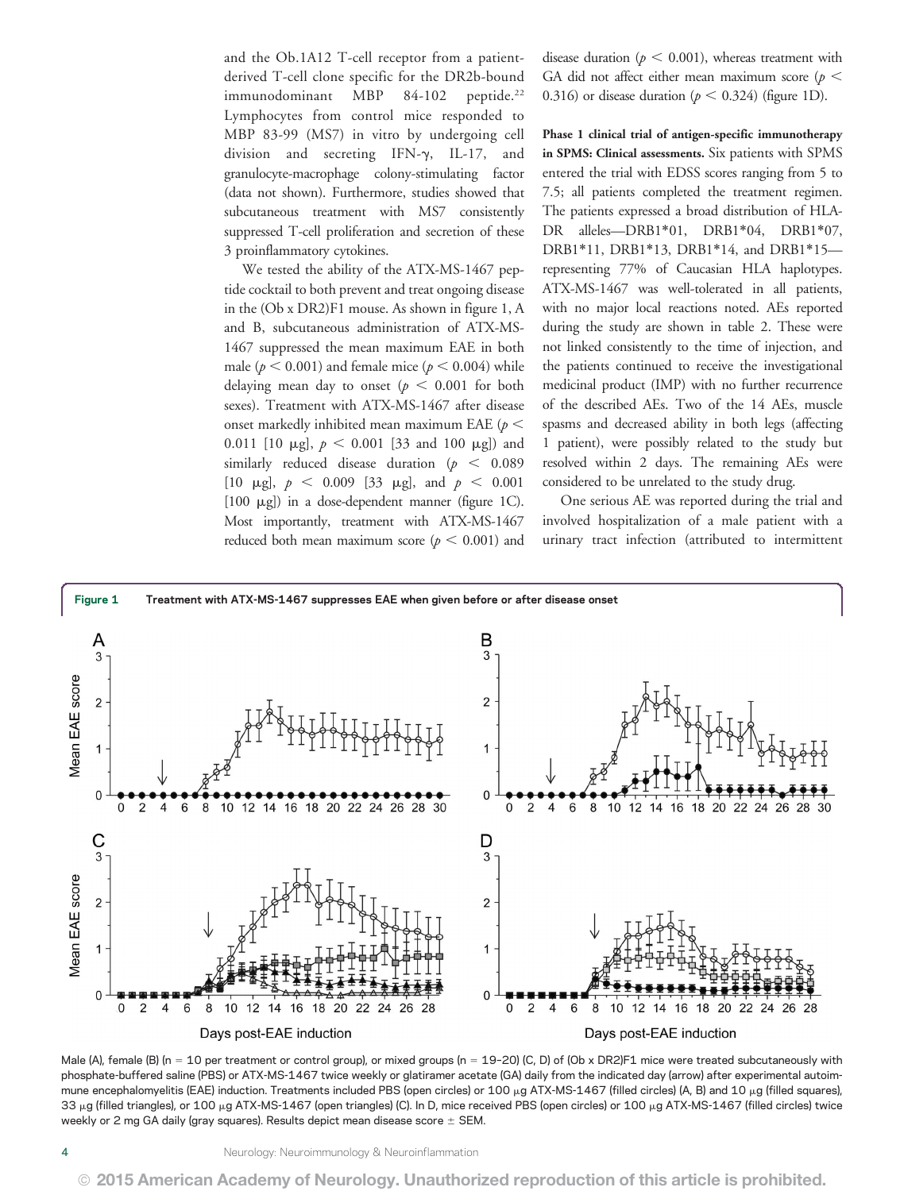and the Ob.1A12 T-cell receptor from a patient-derived T-cell clone specific for the DR2b-bound immunodominant MBP 84-102 peptide.[22] Lymphocytes from control mice responded to MBP 83-99 (MS7) in vitro by undergoing cell division and secreting IFN-γ, IL-17, and granulocyte-macrophage colony-stimulating factor (data not shown). Furthermore, studies showed that subcutaneous treatment with MS7 consistently suppressed T-cell proliferation and secretion of these 3 proinflammatory cytokines.

We tested the ability of the ATX-MS-1467 peptide cocktail to both prevent and treat ongoing disease in the (Ob x DR2)F1 mouse. As shown in figure 1, A and B, subcutaneous administration of ATX-MS-1467 suppressed the mean maximum EAE in both male ($p < 0.001$) and female mice ($p < 0.004$) while delaying mean day to onset ($p < 0.001$ for both sexes). Treatment with ATX-MS-1467 after disease onset markedly inhibited mean maximum EAE ($p < 0.011$ [10 μg], $p < 0.001$ [33 and 100 μg]) and similarly reduced disease duration ($p < 0.089$ [10 μg], $p < 0.009$ [33 μg], and $p < 0.001$ [100 μg]) in a dose-dependent manner (figure 1C). Most importantly, treatment with ATX-MS-1467 reduced both mean maximum score ($p < 0.001$) and disease duration ($p < 0.001$), whereas treatment with GA did not affect either mean maximum score ($p < 0.316$) or disease duration ($p < 0.324$) (figure 1D).

**Phase 1 clinical trial of antigen-specific immunotherapy in SPMS: Clinical assessments.** Six patients with SPMS entered the trial with EDSS scores ranging from 5 to 7.5; all patients completed the treatment regimen. The patients expressed a broad distribution of HLA-DR alleles—DRB1*01, DRB1*04, DRB1*07, DRB1*11, DRB1*13, DRB1*14, and DRB1*15—representing 77% of Caucasian HLA haplotypes. ATX-MS-1467 was well-tolerated in all patients, with no major local reactions noted. AEs reported during the study are shown in table 2. These were not linked consistently to the time of injection, and the patients continued to receive the investigational medicinal product (IMP) with no further recurrence of the described AEs. Two of the 14 AEs, muscle spasms and decreased ability in both legs (affecting 1 patient), were possibly related to the study but resolved within 2 days. The remaining AEs were considered to be unrelated to the study drug.

One serious AE was reported during the trial and involved hospitalization of a male patient with a urinary tract infection (attributed to intermittent

**Figure 1** Treatment with ATX-MS-1467 suppresses EAE when given before or after disease onset

Male (A), female (B) (n = 10 per treatment or control group), or mixed groups (n = 19–20) (C, D) of (Ob x DR2)F1 mice were treated subcutaneously with phosphate-buffered saline (PBS) or ATX-MS-1467 twice weekly or glatiramer acetate (GA) daily from the indicated day (arrow) after experimental autoimmune encephalomyelitis (EAE) induction. Treatments included PBS (open circles) or 100 μg ATX-MS-1467 (filled circles) (A, B) and 10 μg (filled squares), 33 μg (filled triangles), or 100 μg ATX-MS-1467 (open triangles) (C). In D, mice received PBS (open circles) or 100 μg ATX-MS-1467 (filled circles) twice weekly or 2 mg GA daily (gray squares). Results depict mean disease score ± SEM.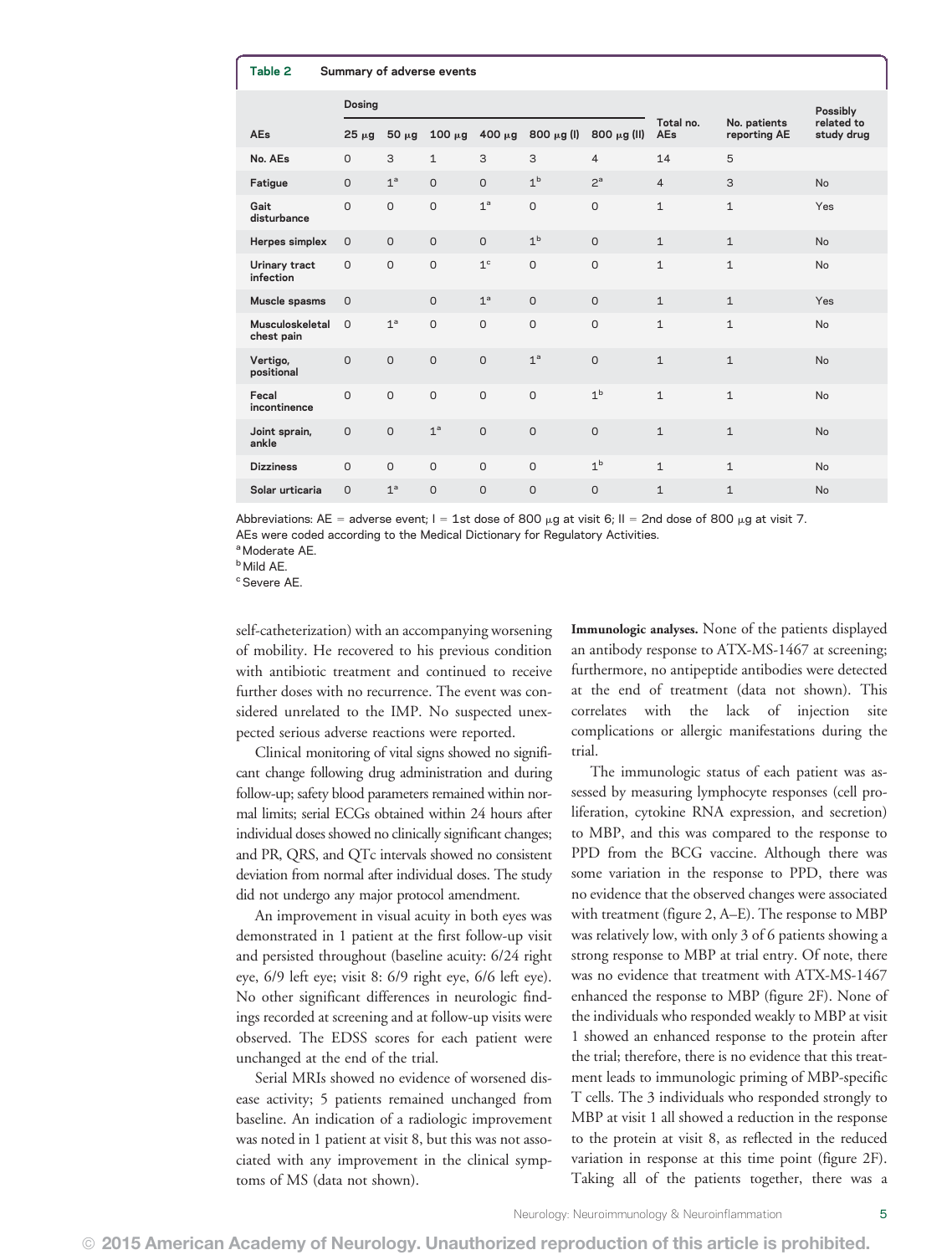**Table 2 Summary of adverse events**

| AEs | Dosing | | | | | | Total no. AEs | No. patients reporting AE | Possibly related to study drug |
|---|---|---|---|---|---|---|---|---|---|
| | 25 μg | 50 μg | 100 μg | 400 μg | 800 μg (I) | 800 μg (II) | | | |
| No. AEs | 0 | 3 | 1 | 3 | 3 | 4 | 14 | 5 | |
| Fatigue | 0 | 1[a] | 0 | 0 | 1[b] | 2[a] | 4 | 3 | No |
| Gait disturbance | 0 | 0 | 0 | 1[a] | 0 | 0 | 1 | 1 | Yes |
| Herpes simplex | 0 | 0 | 0 | 0 | 1[b] | 0 | 1 | 1 | No |
| Urinary tract infection | 0 | 0 | 0 | 1[c] | 0 | 0 | 1 | 1 | No |
| Muscle spasms | 0 | | 0 | 1[a] | 0 | 0 | 1 | 1 | Yes |
| Musculoskeletal chest pain | 0 | 1[a] | 0 | 0 | 0 | 0 | 1 | 1 | No |
| Vertigo, positional | 0 | 0 | 0 | 0 | 1[a] | 0 | 1 | 1 | No |
| Fecal incontinence | 0 | 0 | 0 | 0 | 0 | 1[b] | 1 | 1 | No |
| Joint sprain, ankle | 0 | 0 | 1[a] | 0 | 0 | 0 | 1 | 1 | No |
| Dizziness | 0 | 0 | 0 | 0 | 0 | 1[b] | 1 | 1 | No |
| Solar urticaria | 0 | 1[a] | 0 | 0 | 0 | 0 | 1 | 1 | No |

Abbreviations: AE = adverse event; I = 1st dose of 800 μg at visit 6; II = 2nd dose of 800 μg at visit 7.
AEs were coded according to the Medical Dictionary for Regulatory Activities.
[a] Moderate AE.
[b] Mild AE.
[c] Severe AE.

self-catheterization) with an accompanying worsening of mobility. He recovered to his previous condition with antibiotic treatment and continued to receive further doses with no recurrence. The event was considered unrelated to the IMP. No suspected unexpected serious adverse reactions were reported.

Clinical monitoring of vital signs showed no significant change following drug administration and during follow-up; safety blood parameters remained within normal limits; serial ECGs obtained within 24 hours after individual doses showed no clinically significant changes; and PR, QRS, and QTc intervals showed no consistent deviation from normal after individual doses. The study did not undergo any major protocol amendment.

An improvement in visual acuity in both eyes was demonstrated in 1 patient at the first follow-up visit and persisted throughout (baseline acuity: 6/24 right eye, 6/9 left eye; visit 8: 6/9 right eye, 6/6 left eye). No other significant differences in neurologic findings recorded at screening and at follow-up visits were observed. The EDSS scores for each patient were unchanged at the end of the trial.

Serial MRIs showed no evidence of worsened disease activity; 5 patients remained unchanged from baseline. An indication of a radiologic improvement was noted in 1 patient at visit 8, but this was not associated with any improvement in the clinical symptoms of MS (data not shown).

**Immunologic analyses.** None of the patients displayed an antibody response to ATX-MS-1467 at screening; furthermore, no antipeptide antibodies were detected at the end of treatment (data not shown). This correlates with the lack of injection site complications or allergic manifestations during the trial.

The immunologic status of each patient was assessed by measuring lymphocyte responses (cell proliferation, cytokine RNA expression, and secretion) to MBP, and this was compared to the response to PPD from the BCG vaccine. Although there was some variation in the response to PPD, there was no evidence that the observed changes were associated with treatment (figure 2, A–E). The response to MBP was relatively low, with only 3 of 6 patients showing a strong response to MBP at trial entry. Of note, there was no evidence that treatment with ATX-MS-1467 enhanced the response to MBP (figure 2F). None of the individuals who responded weakly to MBP at visit 1 showed an enhanced response to the protein after the trial; therefore, there is no evidence that this treatment leads to immunologic priming of MBP-specific T cells. The 3 individuals who responded strongly to MBP at visit 1 all showed a reduction in the response to the protein at visit 8, as reflected in the reduced variation in response at this time point (figure 2F). Taking all of the patients together, there was a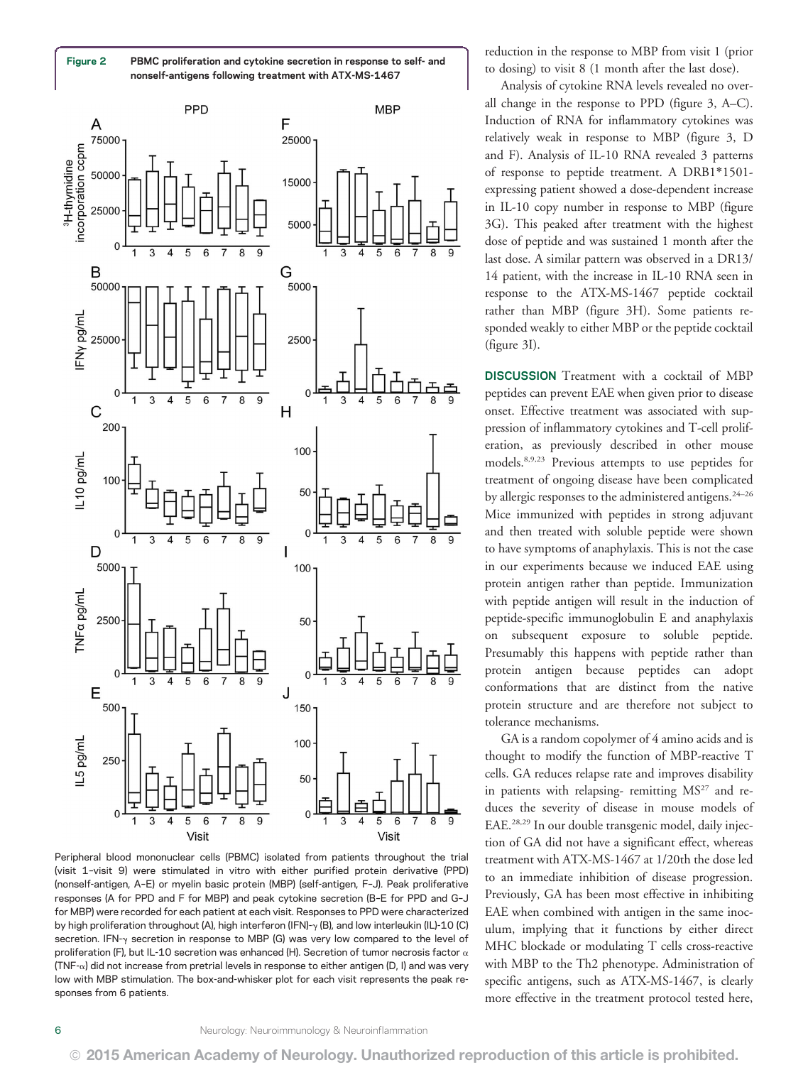**Figure 2** PBMC proliferation and cytokine secretion in response to self- and nonself-antigens following treatment with ATX-MS-1467

Peripheral blood mononuclear cells (PBMC) isolated from patients throughout the trial (visit 1–visit 9) were stimulated in vitro with either purified protein derivative (PPD) (nonself-antigen, A–E) or myelin basic protein (MBP) (self-antigen, F–J). Peak proliferative responses (A for PPD and F for MBP) and peak cytokine secretion (B–E for PPD and G–J for MBP) were recorded for each patient at each visit. Responses to PPD were characterized by high proliferation throughout (A), high interferon (IFN)-γ (B), and low interleukin (IL)-10 (C) secretion. IFN-γ secretion in response to MBP (G) was very low compared to the level of proliferation (F), but IL-10 secretion was enhanced (H). Secretion of tumor necrosis factor α (TNF-α) did not increase from pretrial levels in response to either antigen (D, I) and was very low with MBP stimulation. The box-and-whisker plot for each visit represents the peak responses from 6 patients.

reduction in the response to MBP from visit 1 (prior to dosing) to visit 8 (1 month after the last dose).

Analysis of cytokine RNA levels revealed no overall change in the response to PPD (figure 3, A–C). Induction of RNA for inflammatory cytokines was relatively weak in response to MBP (figure 3, D and F). Analysis of IL-10 RNA revealed 3 patterns of response to peptide treatment. A DRB1*1501-expressing patient showed a dose-dependent increase in IL-10 copy number in response to MBP (figure 3G). This peaked after treatment with the highest dose of peptide and was sustained 1 month after the last dose. A similar pattern was observed in a DR13/14 patient, with the increase in IL-10 RNA seen in response to the ATX-MS-1467 peptide cocktail rather than MBP (figure 3H). Some patients responded weakly to either MBP or the peptide cocktail (figure 3I).

**DISCUSSION** Treatment with a cocktail of MBP peptides can prevent EAE when given prior to disease onset. Effective treatment was associated with suppression of inflammatory cytokines and T-cell proliferation, as previously described in other mouse models.[8,9,23] Previous attempts to use peptides for treatment of ongoing disease have been complicated by allergic responses to the administered antigens.[24–26] Mice immunized with peptides in strong adjuvant and then treated with soluble peptide were shown to have symptoms of anaphylaxis. This is not the case in our experiments because we induced EAE using protein antigen rather than peptide. Immunization with peptide antigen will result in the induction of peptide-specific immunoglobulin E and anaphylaxis on subsequent exposure to soluble peptide. Presumably this happens with peptide rather than protein antigen because peptides can adopt conformations that are distinct from the native protein structure and are therefore not subject to tolerance mechanisms.

GA is a random copolymer of 4 amino acids and is thought to modify the function of MBP-reactive T cells. GA reduces relapse rate and improves disability in patients with relapsing- remitting MS[27] and reduces the severity of disease in mouse models of EAE.[28,29] In our double transgenic model, daily injection of GA did not have a significant effect, whereas treatment with ATX-MS-1467 at 1/20th the dose led to an immediate inhibition of disease progression. Previously, GA has been most effective in inhibiting EAE when combined with antigen in the same inoculum, implying that it functions by either direct MHC blockade or modulating T cells cross-reactive with MBP to the Th2 phenotype. Administration of specific antigens, such as ATX-MS-1467, is clearly more effective in the treatment protocol tested here,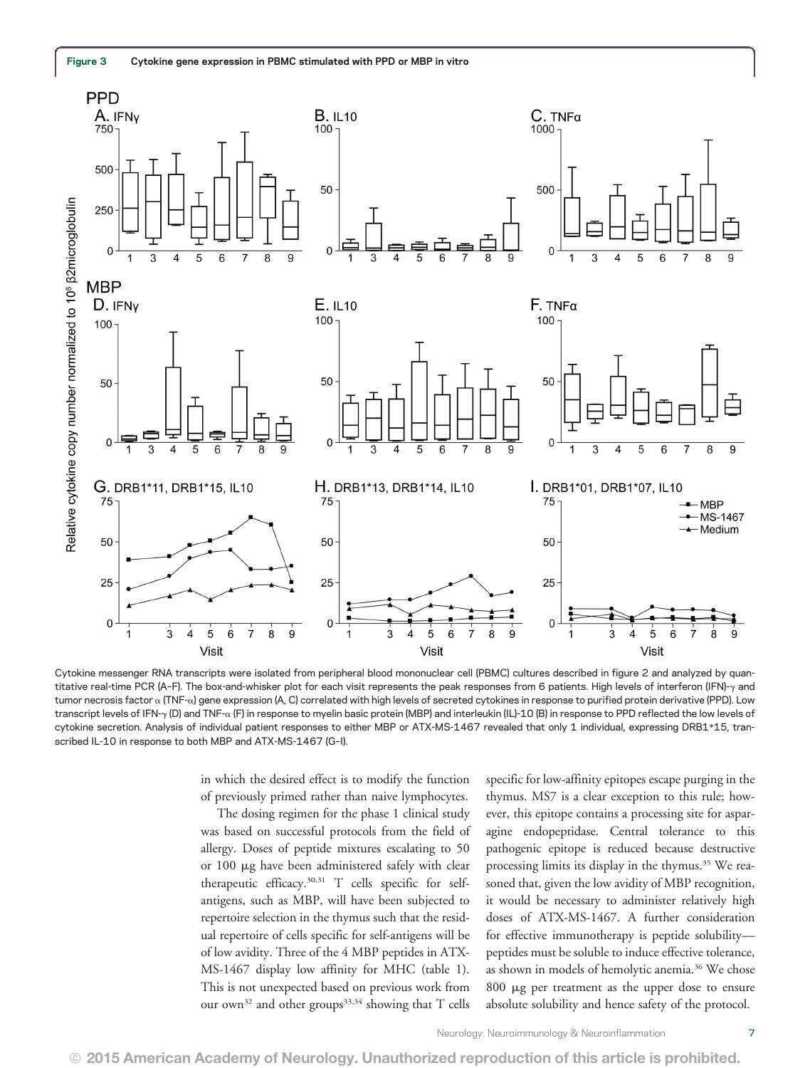**Figure 3** Cytokine gene expression in PBMC stimulated with PPD or MBP in vitro

Cytokine messenger RNA transcripts were isolated from peripheral blood mononuclear cell (PBMC) cultures described in figure 2 and analyzed by quantitative real-time PCR (A–F). The box-and-whisker plot for each visit represents the peak responses from 6 patients. High levels of interferon (IFN)-γ and tumor necrosis factor α (TNF-α) gene expression (A, C) correlated with high levels of secreted cytokines in response to purified protein derivative (PPD). Low transcript levels of IFN-γ (D) and TNF-α (F) in response to myelin basic protein (MBP) and interleukin (IL)-10 (B) in response to PPD reflected the low levels of cytokine secretion. Analysis of individual patient responses to either MBP or ATX-MS-1467 revealed that only 1 individual, expressing DRB1*15, transcribed IL-10 in response to both MBP and ATX-MS-1467 (G–I).

in which the desired effect is to modify the function of previously primed rather than naive lymphocytes.

The dosing regimen for the phase 1 clinical study was based on successful protocols from the field of allergy. Doses of peptide mixtures escalating to 50 or 100 μg have been administered safely with clear therapeutic efficacy.[30,31] T cells specific for self-antigens, such as MBP, will have been subjected to repertoire selection in the thymus such that the residual repertoire of cells specific for self-antigens will be of low avidity. Three of the 4 MBP peptides in ATX-MS-1467 display low affinity for MHC (table 1). This is not unexpected based on previous work from our own[32] and other groups[33,34] showing that T cells specific for low-affinity epitopes escape purging in the thymus. MS7 is a clear exception to this rule; however, this epitope contains a processing site for asparagine endopeptidase. Central tolerance to this pathogenic epitope is reduced because destructive processing limits its display in the thymus.[35] We reasoned that, given the low avidity of MBP recognition, it would be necessary to administer relatively high doses of ATX-MS-1467. A further consideration for effective immunotherapy is peptide solubility—peptides must be soluble to induce effective tolerance, as shown in models of hemolytic anemia.[36] We chose 800 μg per treatment as the upper dose to ensure absolute solubility and hence safety of the protocol.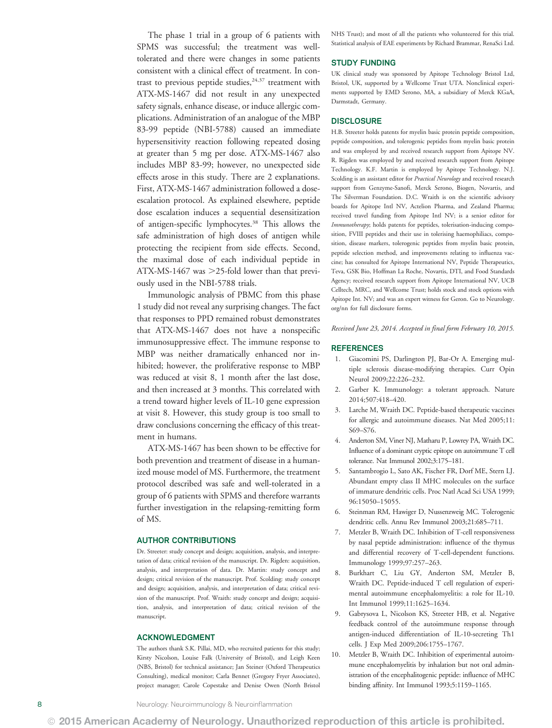The phase 1 trial in a group of 6 patients with SPMS was successful; the treatment was well-tolerated and there were changes in some patients consistent with a clinical effect of treatment. In contrast to previous peptide studies,[24,37] treatment with ATX-MS-1467 did not result in any unexpected safety signals, enhance disease, or induce allergic complications. Administration of an analogue of the MBP 83-99 peptide (NBI-5788) caused an immediate hypersensitivity reaction following repeated dosing at greater than 5 mg per dose. ATX-MS-1467 also includes MBP 83-99; however, no unexpected side effects arose in this study. There are 2 explanations. First, ATX-MS-1467 administration followed a dose-escalation protocol. As explained elsewhere, peptide dose escalation induces a sequential desensitization of antigen-specific lymphocytes.[38] This allows the safe administration of high doses of antigen while protecting the recipient from side effects. Second, the maximal dose of each individual peptide in ATX-MS-1467 was >25-fold lower than that previously used in the NBI-5788 trials.

Immunologic analysis of PBMC from this phase 1 study did not reveal any surprising changes. The fact that responses to PPD remained robust demonstrates that ATX-MS-1467 does not have a nonspecific immunosuppressive effect. The immune response to MBP was neither dramatically enhanced nor inhibited; however, the proliferative response to MBP was reduced at visit 8, 1 month after the last dose, and then increased at 3 months. This correlated with a trend toward higher levels of IL-10 gene expression at visit 8. However, this study group is too small to draw conclusions concerning the efficacy of this treatment in humans.

ATX-MS-1467 has been shown to be effective for both prevention and treatment of disease in a humanized mouse model of MS. Furthermore, the treatment protocol described was safe and well-tolerated in a group of 6 patients with SPMS and therefore warrants further investigation in the relapsing-remitting form of MS.

## AUTHOR CONTRIBUTIONS

Dr. Streeter: study concept and design; acquisition, analysis, and interpretation of data; critical revision of the manuscript. Dr. Rigden: acquisition, analysis, and interpretation of data. Dr. Martin: study concept and design; critical revision of the manuscript. Prof. Scolding: study concept and design; acquisition, analysis, and interpretation of data; critical revision of the manuscript. Prof. Wraith: study concept and design; acquisition, analysis, and interpretation of data; critical revision of the manuscript.

## ACKNOWLEDGMENT

The authors thank S.K. Pillai, MD, who recruited patients for this study; Kirsty Nicolson, Louise Falk (University of Bristol), and Leigh Keen (NBS, Bristol) for technical assistance; Jan Steiner (Oxford Therapeutics Consulting), medical monitor; Carla Bennet (Gregory Fryer Associates), project manager; Carole Copestake and Denise Owen (North Bristol NHS Trust); and most of all the patients who volunteered for this trial. Statistical analysis of EAE experiments by Richard Brammar, RenaSci Ltd.

## STUDY FUNDING

UK clinical study was sponsored by Apitope Technology Bristol Ltd, Bristol, UK, supported by a Wellcome Trust UTA. Nonclinical experiments supported by EMD Serono, MA, a subsidiary of Merck KGaA, Darmstadt, Germany.

## DISCLOSURE

H.B. Streeter holds patents for myelin basic protein peptide composition, peptide composition, and tolerogenic peptides from myelin basic protein and was employed by and received research support from Apitope NV. R. Rigden was employed by and received research support from Apitope Technology. K.F. Martin is employed by Apitope Technology. N.J. Scolding is an assistant editor for *Practical Neurology* and received research support from Genzyme-Sanofi, Merck Serono, Biogen, Novartis, and The Silverman Foundation. D.C. Wraith is on the scientific advisory boards for Apitope Intl NV, Actelion Pharma, and Zealand Pharma; received travel funding from Apitope Intl NV; is a senior editor for *Immunotherapy*; holds patents for peptides, tolerisation-inducing composition, FVIII peptides and their use in tolerising haemophiliacs, composition, disease markers, tolerogenic peptides from myelin basic protein, peptide selection method, and improvements relating to influenza vaccine; has consulted for Apitope International NV, Peptide Therapeutics, Teva, GSK Bio, Hoffman La Roche, Novartis, DTI, and Food Standards Agency; received research support from Apitope International NV, UCB Celltech, MRC, and Wellcome Trust; holds stock and stock options with Apitope Int. NV; and was an expert witness for Geron. Go to Neurology.org/nn for full disclosure forms.

*Received June 23, 2014. Accepted in final form February 10, 2015.*

## REFERENCES

1. Giacomini PS, Darlington PJ, Bar-Or A. Emerging multiple sclerosis disease-modifying therapies. Curr Opin Neurol 2009;22:226–232.
2. Garber K. Immunology: a tolerant approach. Nature 2014;507:418–420.
3. Larche M, Wraith DC. Peptide-based therapeutic vaccines for allergic and autoimmune diseases. Nat Med 2005;11:S69–S76.
4. Anderton SM, Viner NJ, Matharu P, Lowrey PA, Wraith DC. Influence of a dominant cryptic epitope on autoimmune T cell tolerance. Nat Immunol 2002;3:175–181.
5. Santambrogio L, Sato AK, Fischer FR, Dorf ME, Stern LJ. Abundant empty class II MHC molecules on the surface of immature dendritic cells. Proc Natl Acad Sci USA 1999;96:15050–15055.
6. Steinman RM, Hawiger D, Nussenzweig MC. Tolerogenic dendritic cells. Annu Rev Immunol 2003;21:685–711.
7. Metzler B, Wraith DC. Inhibition of T-cell responsiveness by nasal peptide administration: influence of the thymus and differential recovery of T-cell-dependent functions. Immunology 1999;97:257–263.
8. Burkhart C, Liu GY, Anderton SM, Metzler B, Wraith DC. Peptide-induced T cell regulation of experimental autoimmune encephalomyelitis: a role for IL-10. Int Immunol 1999;11:1625–1634.
9. Gabrysova L, Nicolson KS, Streeter HB, et al. Negative feedback control of the autoimmune response through antigen-induced differentiation of IL-10-secreting Th1 cells. J Exp Med 2009;206:1755–1767.
10. Metzler B, Wraith DC. Inhibition of experimental autoimmune encephalomyelitis by inhalation but not oral administration of the encephalitogenic peptide: influence of MHC binding affinity. Int Immunol 1993;5:1159–1165.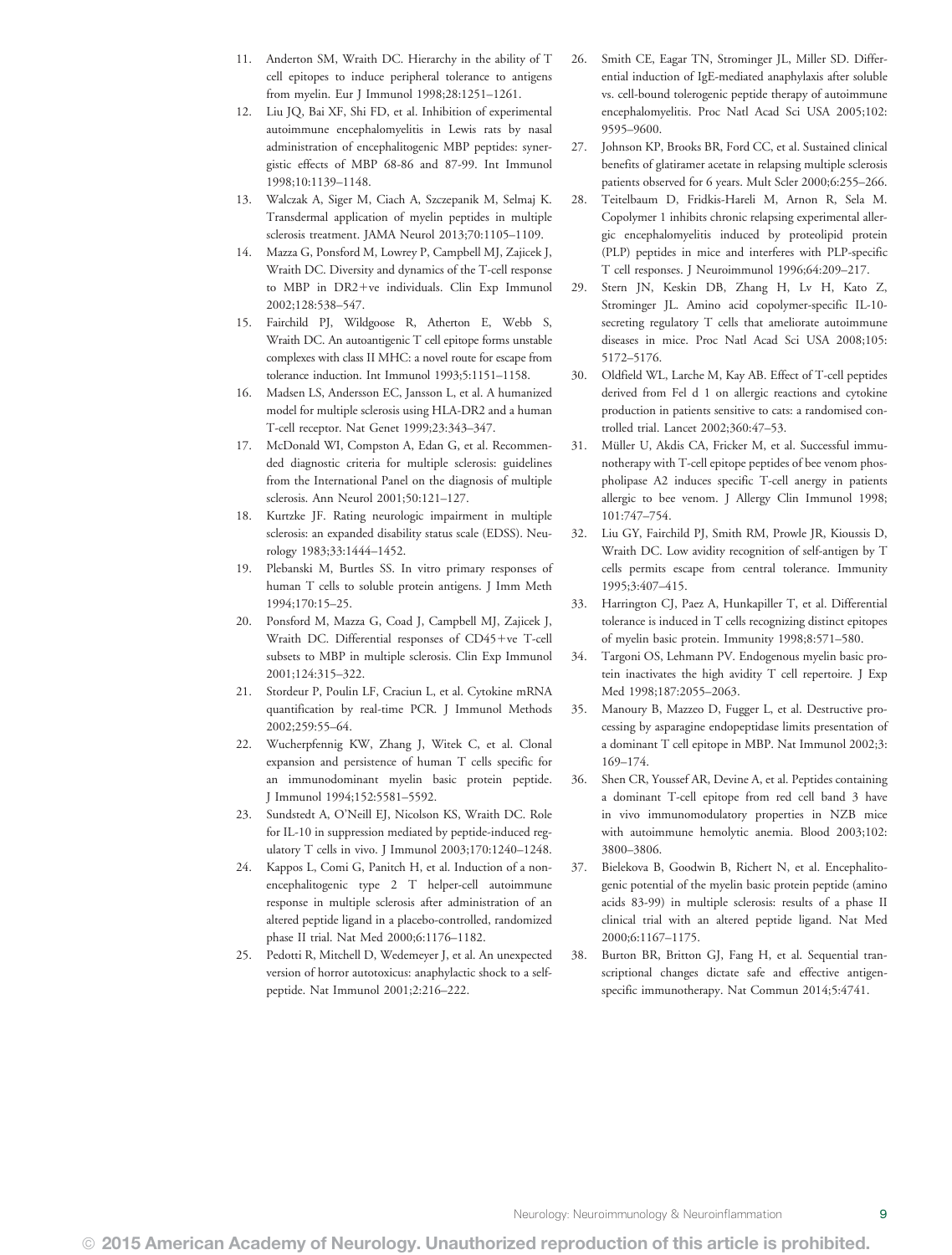11. Anderton SM, Wraith DC. Hierarchy in the ability of T cell epitopes to induce peripheral tolerance to antigens from myelin. Eur J Immunol 1998;28:1251–1261.
12. Liu JQ, Bai XF, Shi FD, et al. Inhibition of experimental autoimmune encephalomyelitis in Lewis rats by nasal administration of encephalitogenic MBP peptides: synergistic effects of MBP 68-86 and 87-99. Int Immunol 1998;10:1139–1148.
13. Walczak A, Siger M, Ciach A, Szczepanik M, Selmaj K. Transdermal application of myelin peptides in multiple sclerosis treatment. JAMA Neurol 2013;70:1105–1109.
14. Mazza G, Ponsford M, Lowrey P, Campbell MJ, Zajicek J, Wraith DC. Diversity and dynamics of the T-cell response to MBP in DR2+ve individuals. Clin Exp Immunol 2002;128:538–547.
15. Fairchild PJ, Wildgoose R, Atherton E, Webb S, Wraith DC. An autoantigenic T cell epitope forms unstable complexes with class II MHC: a novel route for escape from tolerance induction. Int Immunol 1993;5:1151–1158.
16. Madsen LS, Andersson EC, Jansson L, et al. A humanized model for multiple sclerosis using HLA-DR2 and a human T-cell receptor. Nat Genet 1999;23:343–347.
17. McDonald WI, Compston A, Edan G, et al. Recommended diagnostic criteria for multiple sclerosis: guidelines from the International Panel on the diagnosis of multiple sclerosis. Ann Neurol 2001;50:121–127.
18. Kurtzke JF. Rating neurologic impairment in multiple sclerosis: an expanded disability status scale (EDSS). Neurology 1983;33:1444–1452.
19. Plebanski M, Burtles SS. In vitro primary responses of human T cells to soluble protein antigens. J Imm Meth 1994;170:15–25.
20. Ponsford M, Mazza G, Coad J, Campbell MJ, Zajicek J, Wraith DC. Differential responses of CD45+ve T-cell subsets to MBP in multiple sclerosis. Clin Exp Immunol 2001;124:315–322.
21. Stordeur P, Poulin LF, Craciun L, et al. Cytokine mRNA quantification by real-time PCR. J Immunol Methods 2002;259:55–64.
22. Wucherpfennig KW, Zhang J, Witek C, et al. Clonal expansion and persistence of human T cells specific for an immunodominant myelin basic protein peptide. J Immunol 1994;152:5581–5592.
23. Sundstedt A, O'Neill EJ, Nicolson KS, Wraith DC. Role for IL-10 in suppression mediated by peptide-induced regulatory T cells in vivo. J Immunol 2003;170:1240–1248.
24. Kappos L, Comi G, Panitch H, et al. Induction of a non-encephalitogenic type 2 T helper-cell autoimmune response in multiple sclerosis after administration of an altered peptide ligand in a placebo-controlled, randomized phase II trial. Nat Med 2000;6:1176–1182.
25. Pedotti R, Mitchell D, Wedemeyer J, et al. An unexpected version of horror autotoxicus: anaphylactic shock to a self-peptide. Nat Immunol 2001;2:216–222.
26. Smith CE, Eagar TN, Strominger JL, Miller SD. Differential induction of IgE-mediated anaphylaxis after soluble vs. cell-bound tolerogenic peptide therapy of autoimmune encephalomyelitis. Proc Natl Acad Sci USA 2005;102: 9595–9600.
27. Johnson KP, Brooks BR, Ford CC, et al. Sustained clinical benefits of glatiramer acetate in relapsing multiple sclerosis patients observed for 6 years. Mult Scler 2000;6:255–266.
28. Teitelbaum D, Fridkis-Hareli M, Arnon R, Sela M. Copolymer 1 inhibits chronic relapsing experimental allergic encephalomyelitis induced by proteolipid protein (PLP) peptides in mice and interferes with PLP-specific T cell responses. J Neuroimmunol 1996;64:209–217.
29. Stern JN, Keskin DB, Zhang H, Lv H, Kato Z, Strominger JL. Amino acid copolymer-specific IL-10-secreting regulatory T cells that ameliorate autoimmune diseases in mice. Proc Natl Acad Sci USA 2008;105: 5172–5176.
30. Oldfield WL, Larche M, Kay AB. Effect of T-cell peptides derived from Fel d 1 on allergic reactions and cytokine production in patients sensitive to cats: a randomised controlled trial. Lancet 2002;360:47–53.
31. Müller U, Akdis CA, Fricker M, et al. Successful immunotherapy with T-cell epitope peptides of bee venom phospholipase A2 induces specific T-cell anergy in patients allergic to bee venom. J Allergy Clin Immunol 1998; 101:747–754.
32. Liu GY, Fairchild PJ, Smith RM, Prowle JR, Kioussis D, Wraith DC. Low avidity recognition of self-antigen by T cells permits escape from central tolerance. Immunity 1995;3:407–415.
33. Harrington CJ, Paez A, Hunkapiller T, et al. Differential tolerance is induced in T cells recognizing distinct epitopes of myelin basic protein. Immunity 1998;8:571–580.
34. Targoni OS, Lehmann PV. Endogenous myelin basic protein inactivates the high avidity T cell repertoire. J Exp Med 1998;187:2055–2063.
35. Manoury B, Mazzeo D, Fugger L, et al. Destructive processing by asparagine endopeptidase limits presentation of a dominant T cell epitope in MBP. Nat Immunol 2002;3: 169–174.
36. Shen CR, Youssef AR, Devine A, et al. Peptides containing a dominant T-cell epitope from red cell band 3 have in vivo immunomodulatory properties in NZB mice with autoimmune hemolytic anemia. Blood 2003;102: 3800–3806.
37. Bielekova B, Goodwin B, Richert N, et al. Encephalitogenic potential of the myelin basic protein peptide (amino acids 83-99) in multiple sclerosis: results of a phase II clinical trial with an altered peptide ligand. Nat Med 2000;6:1167–1175.
38. Burton BR, Britton GJ, Fang H, et al. Sequential transcriptional changes dictate safe and effective antigen-specific immunotherapy. Nat Commun 2014;5:4741.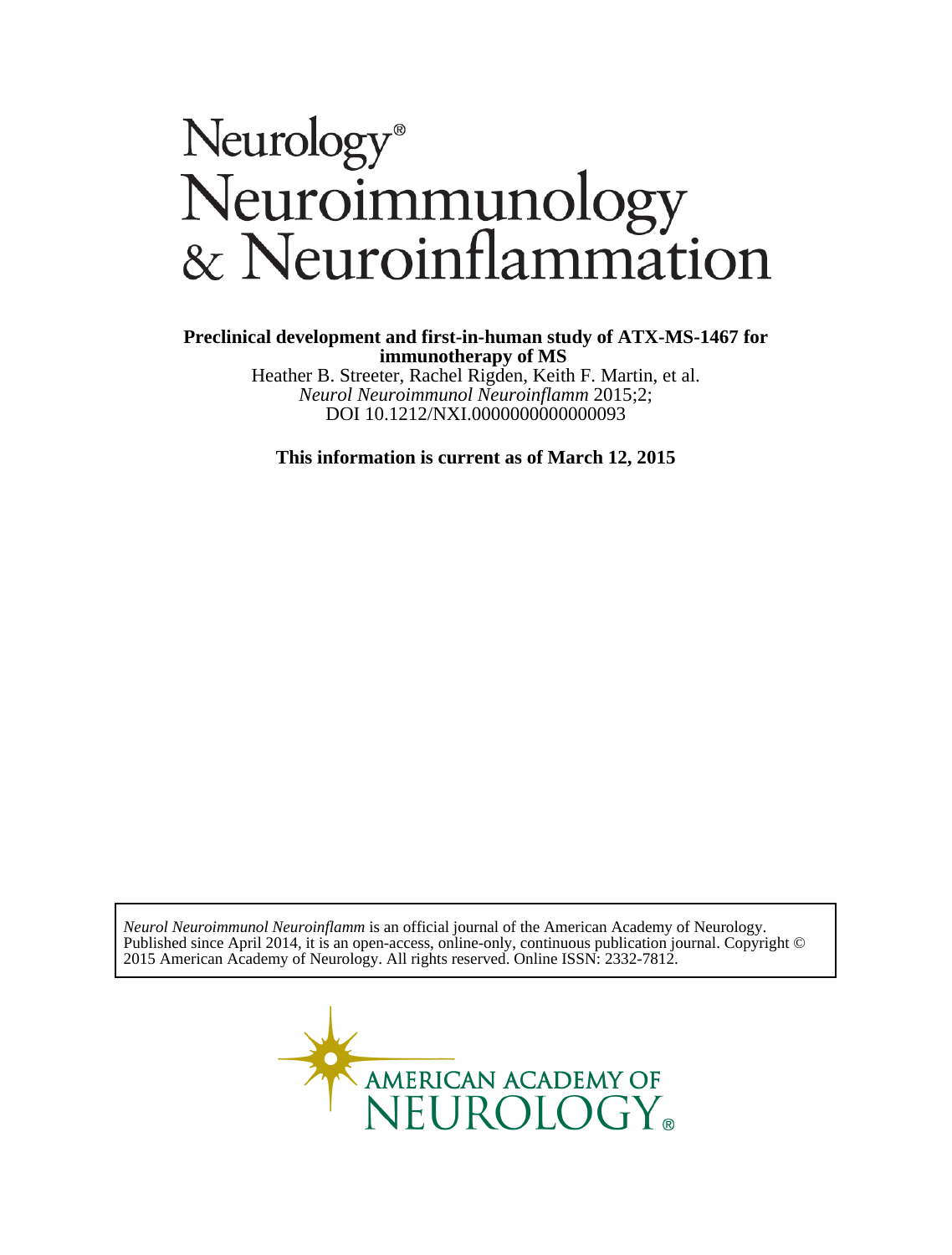# Neurology® Neuroimmunology & Neuroinflammation

**Preclinical development and first-in-human study of ATX-MS-1467 for immunotherapy of MS**

Heather B. Streeter, Rachel Rigden, Keith F. Martin, et al.

*Neurol Neuroimmunol Neuroinflamm* 2015;2;

DOI 10.1212/NXI.0000000000000093

**This information is current as of March 12, 2015**

*Neurol Neuroimmunol Neuroinflamm* is an official journal of the American Academy of Neurology. Published since April 2014, it is an open-access, online-only, continuous publication journal. Copyright © 2015 American Academy of Neurology. All rights reserved. Online ISSN: 2332-7812.

AMERICAN ACADEMY OF NEUROLOGY®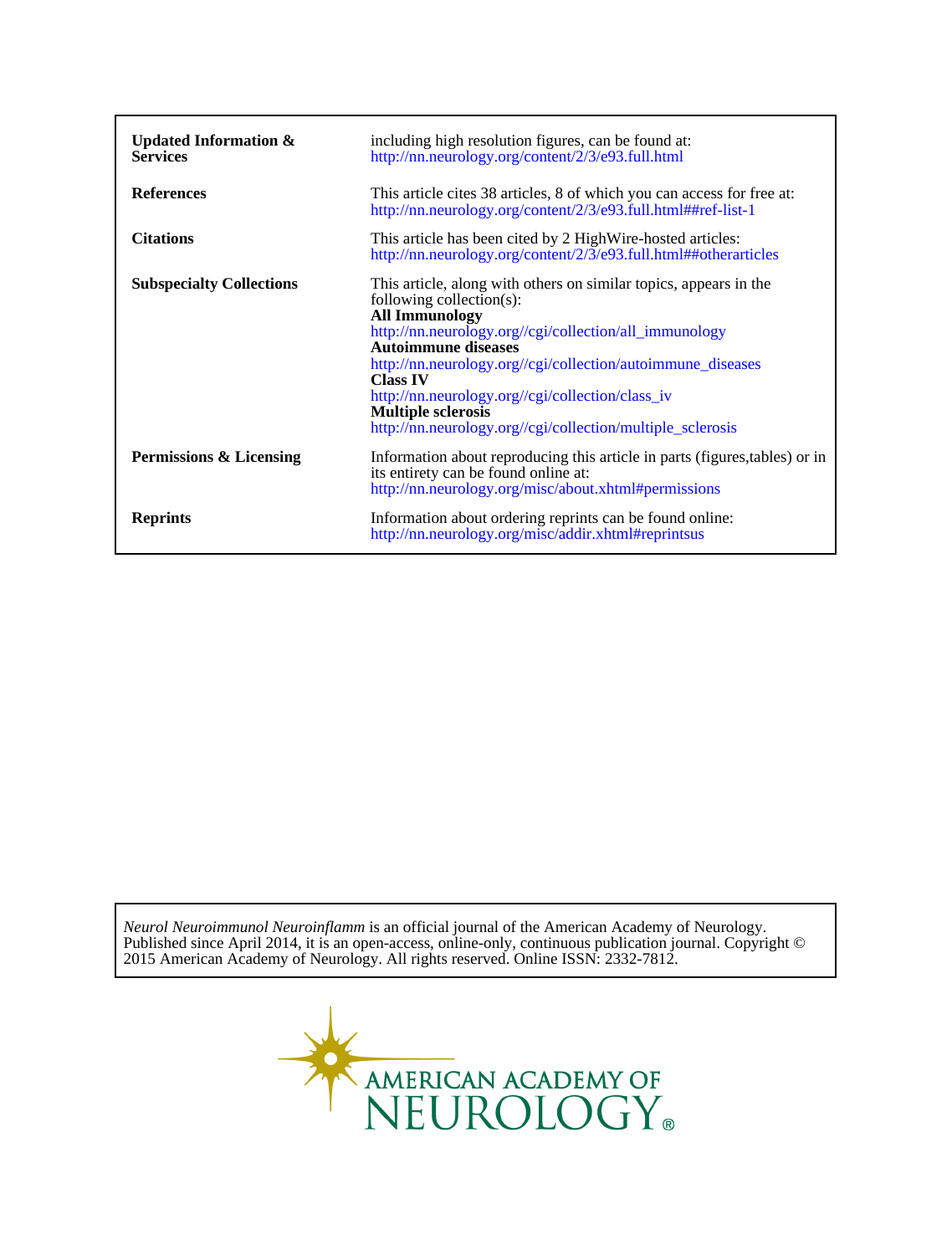| | |
|---|---|
| **Updated Information & Services** | including high resolution figures, can be found at: http://nn.neurology.org/content/2/3/e93.full.html |
| **References** | This article cites 38 articles, 8 of which you can access for free at: http://nn.neurology.org/content/2/3/e93.full.html##ref-list-1 |
| **Citations** | This article has been cited by 2 HighWire-hosted articles: http://nn.neurology.org/content/2/3/e93.full.html##otherarticles |
| **Subspecialty Collections** | This article, along with others on similar topics, appears in the following collection(s): **All Immunology** http://nn.neurology.org//cgi/collection/all_immunology **Autoimmune diseases** http://nn.neurology.org//cgi/collection/autoimmune_diseases **Class IV** http://nn.neurology.org//cgi/collection/class_iv **Multiple sclerosis** http://nn.neurology.org//cgi/collection/multiple_sclerosis |
| **Permissions & Licensing** | Information about reproducing this article in parts (figures,tables) or in its entirety can be found online at: http://nn.neurology.org/misc/about.xhtml#permissions |
| **Reprints** | Information about ordering reprints can be found online: http://nn.neurology.org/misc/addir.xhtml#reprintsus |

*Neurol Neuroimmunol Neuroinflamm* is an official journal of the American Academy of Neurology. Published since April 2014, it is an open-access, online-only, continuous publication journal. Copyright © 2015 American Academy of Neurology. All rights reserved. Online ISSN: 2332-7812.

AMERICAN ACADEMY OF NEUROLOGY®